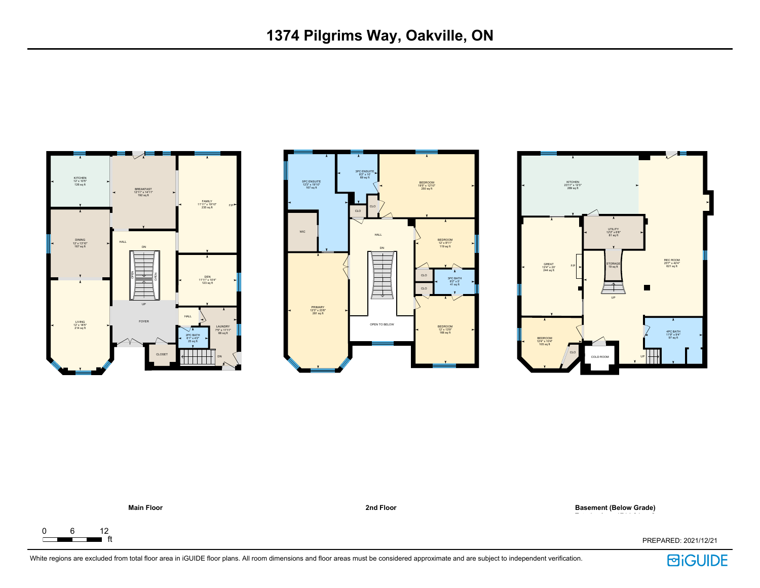# 1374 Pilgrims Way, Oakville, ON

## Main Floor

- KITCHEN 12' x 10'5" 126 sq ft
- BREAKFAST 12'11" x 14'11" 192 sq ft
- FAMILY 11'11" x 19'10" 235 sq ft
- F/P
- DINING 12' x 13'10" 167 sq ft
- HALL
- DN
- OPEN
- OPEN
- UP
- DEN 11'11" x 10'4" 123 sq ft
- LIVING 12' x 18'5" 214 sq ft
- FOYER
- HALL
- 2PC BATH 6'1" x 4'2" 25 sq ft
- LAUNDRY 7'5" x 11'11" 68 sq ft
- CLOSET
- DN

## 2nd Floor

- 5PC ENSUITE 12'3" x 19'10" 167 sq ft
- 3PC ENSUITE 8'2" x 10' 69 sq ft
- BEDROOM 19'5" x 12'10" 250 sq ft
- CLO
- CLO
- WIC
- HALL
- DN
- BEDROOM 12' x 9'11" 119 sq ft
- CLO
- CLO
- 3PC BATH 8'2" x 5' 41 sq ft
- PRIMARY 12'3" x 23'6" 281 sq ft
- OPEN TO BELOW
- BEDROOM 12' x 13'9" 166 sq ft

## Basement (Below Grade)

- KITCHEN 23'11" x 12'3" 289 sq ft
- UTILITY 12'2" x 6'8" 81 sq ft
- GREAT 12'4" x 20' 244 sq ft
- F/P
- STORAGE 19 sq ft
- REC ROOM 25'7" x 42'4" 621 sq ft
- UP
- BEDROOM 12'4" x 10'4" 105 sq ft
- CLO
- COLD ROOM
- UP
- 4PC BATH 11'9" x 9'4" 97 sq ft

0 6 12 ft

PREPARED: 2021/12/21

White regions are excluded from total floor area in iGUIDE floor plans. All room dimensions and floor areas must be considered approximate and are subject to independent verification.

iGUIDE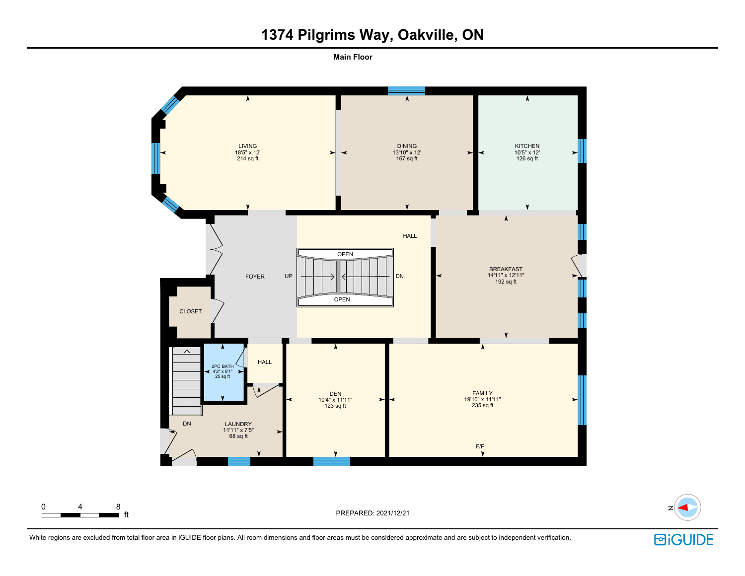# 1374 Pilgrims Way, Oakville, ON

**Main Floor**

LIVING
18'5" x 12'
214 sq ft

DINING
13'10" x 12'
167 sq ft

KITCHEN
10'5" x 12'
126 sq ft

HALL

FOYER

UP

OPEN

DN

OPEN

BREAKFAST
14'11" x 12'11"
192 sq ft

CLOSET

2PC BATH
4'2" x 6'1"
25 sq ft

HALL

DEN
10'4" x 11'11"
123 sq ft

FAMILY
19'10" x 11'11"
235 sq ft

DN

LAUNDRY
11'11" x 7'5"
68 sq ft

F/P

0 4 8 ft

PREPARED: 2021/12/21

N

White regions are excluded from total floor area in iGUIDE floor plans. All room dimensions and floor areas must be considered approximate and are subject to independent verification.

iGUIDE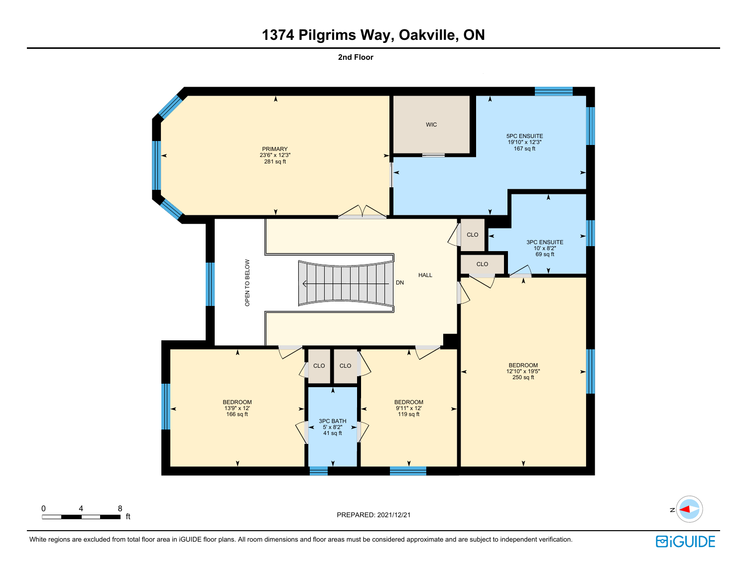# 1374 Pilgrims Way, Oakville, ON

## 2nd Floor

PRIMARY
23'6" x 12'3"
281 sq ft

WIC

5PC ENSUITE
19'10" x 12'3"
167 sq ft

CLO

3PC ENSUITE
10' x 8'2"
69 sq ft

CLO

OPEN TO BELOW

DN

HALL

BEDROOM
12'10" x 19'5"
250 sq ft

CLO

CLO

BEDROOM
13'9" x 12'
166 sq ft

3PC BATH
5' x 8'2"
41 sq ft

BEDROOM
9'11" x 12'
119 sq ft

0 4 8 ft

PREPARED: 2021/12/21

N

White regions are excluded from total floor area in iGUIDE floor plans. All room dimensions and floor areas must be considered approximate and are subject to independent verification.

iGUIDE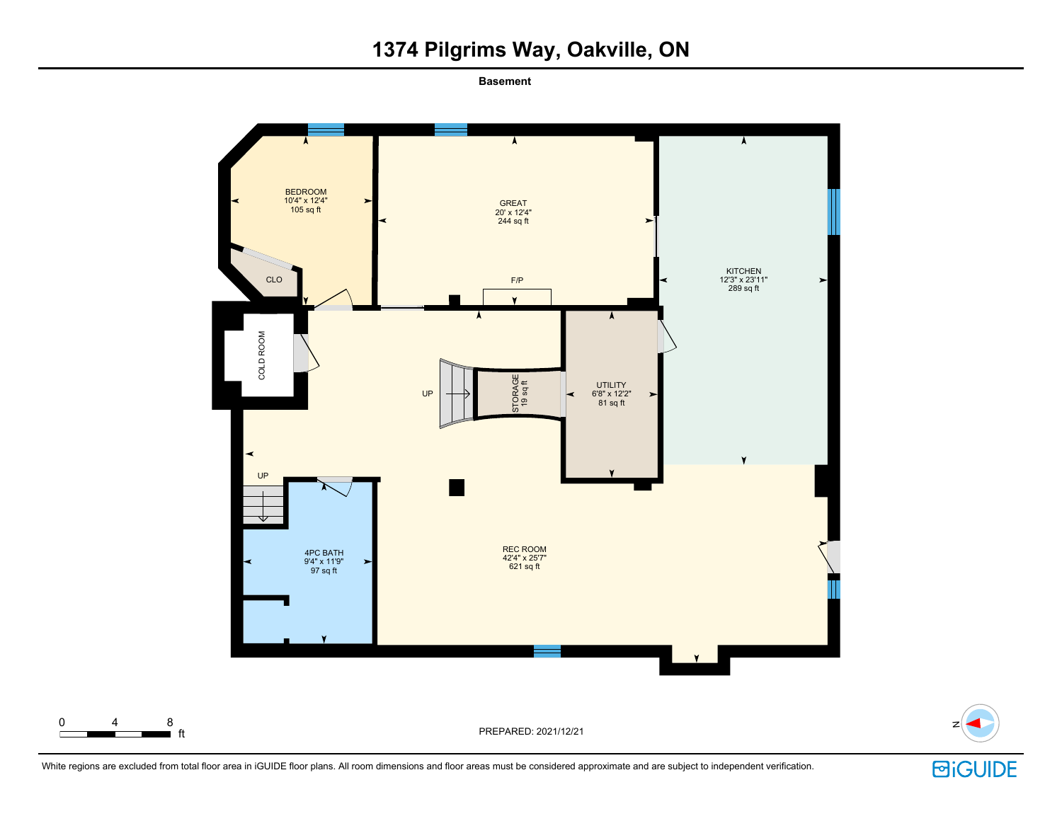# 1374 Pilgrims Way, Oakville, ON

**Basement**

BEDROOM
10'4" x 12'4"
105 sq ft

GREAT
20' x 12'4"
244 sq ft

KITCHEN
12'3" x 23'11"
289 sq ft

CLO

F/P

COLD ROOM

UP

STORAGE
19 sq ft

UTILITY
6'8" x 12'2"
81 sq ft

UP

4PC BATH
9'4" x 11'9"
97 sq ft

REC ROOM
42'4" x 25'7"
621 sq ft

0 4 8 ft

PREPARED: 2021/12/21

N

White regions are excluded from total floor area in iGUIDE floor plans. All room dimensions and floor areas must be considered approximate and are subject to independent verification.

iGUIDE